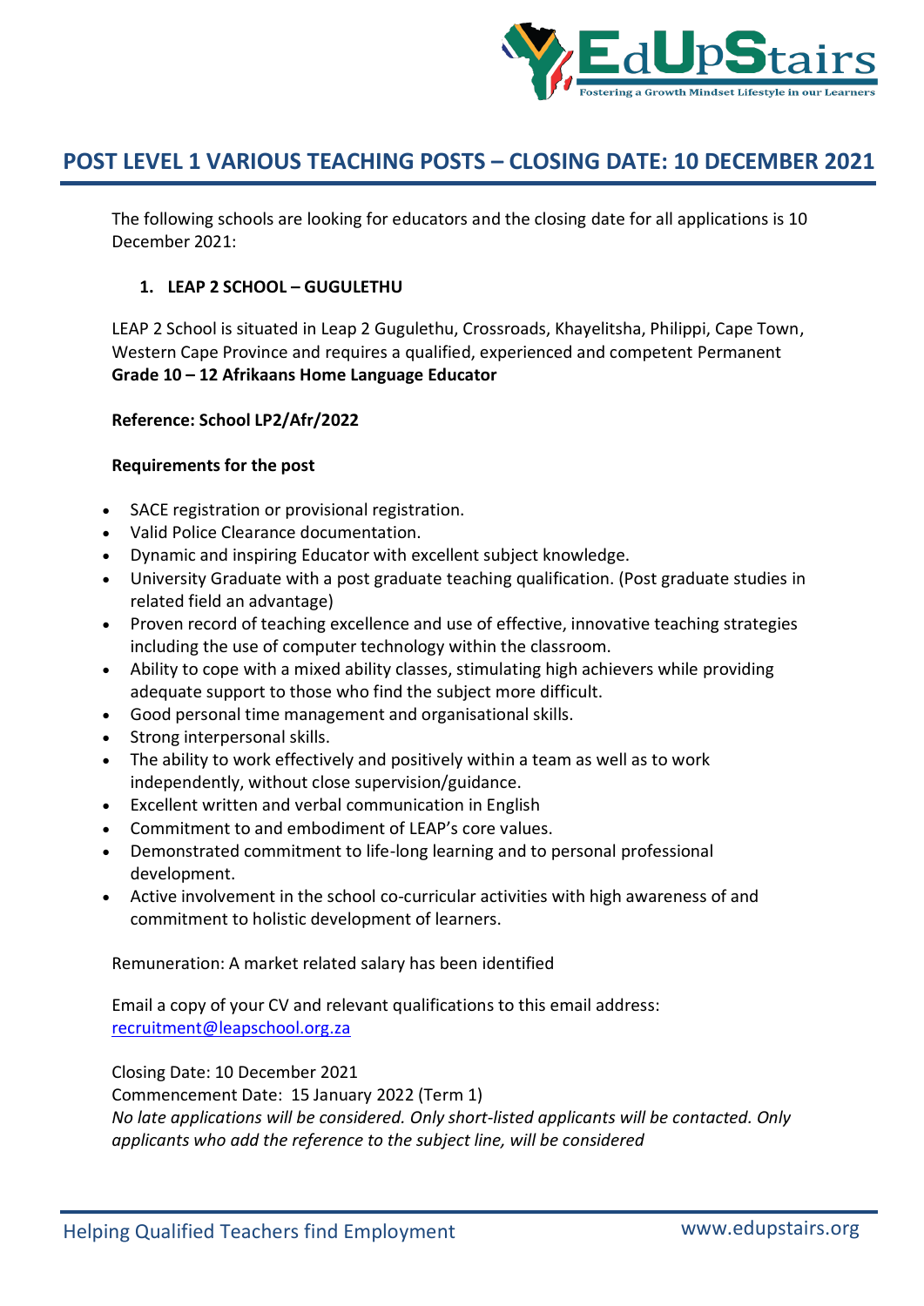# POST LEVEL 1 VARIOUS TEACHING POSTS – CLOSING DATE: 10 DECEMBER 2021

The following schools are looking for educators and the closing date for all applications is 10 December 2021:

1. **LEAP 2 SCHOOL – GUGULETHU**

LEAP 2 School is situated in Leap 2 Gugulethu, Crossroads, Khayelitsha, Philippi, Cape Town, Western Cape Province and requires a qualified, experienced and competent Permanent **Grade 10 – 12 Afrikaans Home Language Educator**

**Reference: School LP2/Afr/2022**

**Requirements for the post**

- SACE registration or provisional registration.
- Valid Police Clearance documentation.
- Dynamic and inspiring Educator with excellent subject knowledge.
- University Graduate with a post graduate teaching qualification. (Post graduate studies in related field an advantage)
- Proven record of teaching excellence and use of effective, innovative teaching strategies including the use of computer technology within the classroom.
- Ability to cope with a mixed ability classes, stimulating high achievers while providing adequate support to those who find the subject more difficult.
- Good personal time management and organisational skills.
- Strong interpersonal skills.
- The ability to work effectively and positively within a team as well as to work independently, without close supervision/guidance.
- Excellent written and verbal communication in English
- Commitment to and embodiment of LEAP's core values.
- Demonstrated commitment to life-long learning and to personal professional development.
- Active involvement in the school co-curricular activities with high awareness of and commitment to holistic development of learners.

Remuneration: A market related salary has been identified

Email a copy of your CV and relevant qualifications to this email address: recruitment@leapschool.org.za

Closing Date: 10 December 2021
Commencement Date: 15 January 2022 (Term 1)
*No late applications will be considered. Only short-listed applicants will be contacted. Only applicants who add the reference to the subject line, will be considered*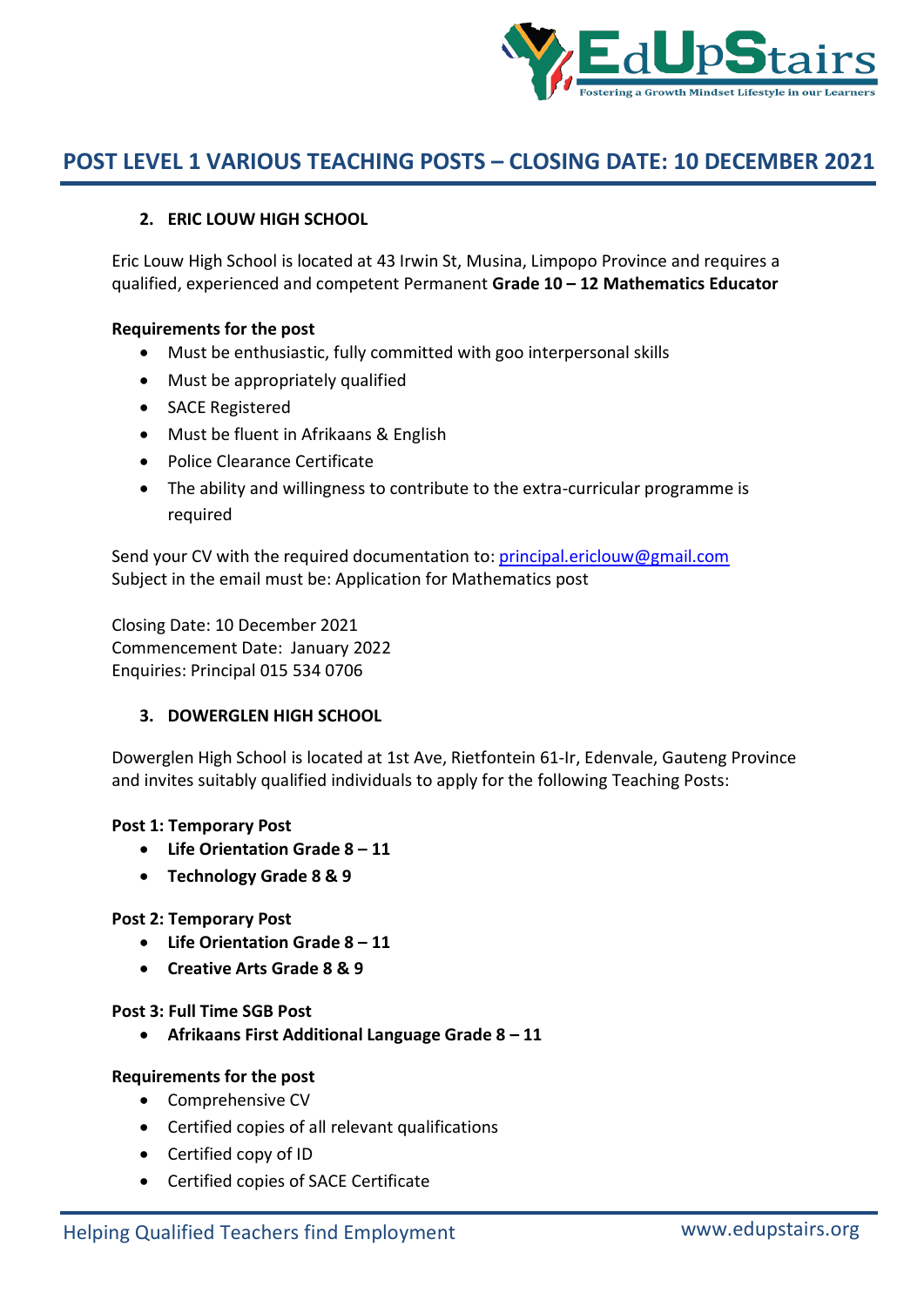# POST LEVEL 1 VARIOUS TEACHING POSTS – CLOSING DATE: 10 DECEMBER 2021

## 2. ERIC LOUW HIGH SCHOOL

Eric Louw High School is located at 43 Irwin St, Musina, Limpopo Province and requires a qualified, experienced and competent Permanent **Grade 10 – 12 Mathematics Educator**

**Requirements for the post**

- Must be enthusiastic, fully committed with goo interpersonal skills
- Must be appropriately qualified
- SACE Registered
- Must be fluent in Afrikaans & English
- Police Clearance Certificate
- The ability and willingness to contribute to the extra-curricular programme is required

Send your CV with the required documentation to: principal.ericlouw@gmail.com
Subject in the email must be: Application for Mathematics post

Closing Date: 10 December 2021
Commencement Date: January 2022
Enquiries: Principal 015 534 0706

## 3. DOWERGLEN HIGH SCHOOL

Dowerglen High School is located at 1st Ave, Rietfontein 61-Ir, Edenvale, Gauteng Province and invites suitably qualified individuals to apply for the following Teaching Posts:

**Post 1: Temporary Post**

- **Life Orientation Grade 8 – 11**
- **Technology Grade 8 & 9**

**Post 2: Temporary Post**

- **Life Orientation Grade 8 – 11**
- **Creative Arts Grade 8 & 9**

**Post 3: Full Time SGB Post**

- **Afrikaans First Additional Language Grade 8 – 11**

**Requirements for the post**

- Comprehensive CV
- Certified copies of all relevant qualifications
- Certified copy of ID
- Certified copies of SACE Certificate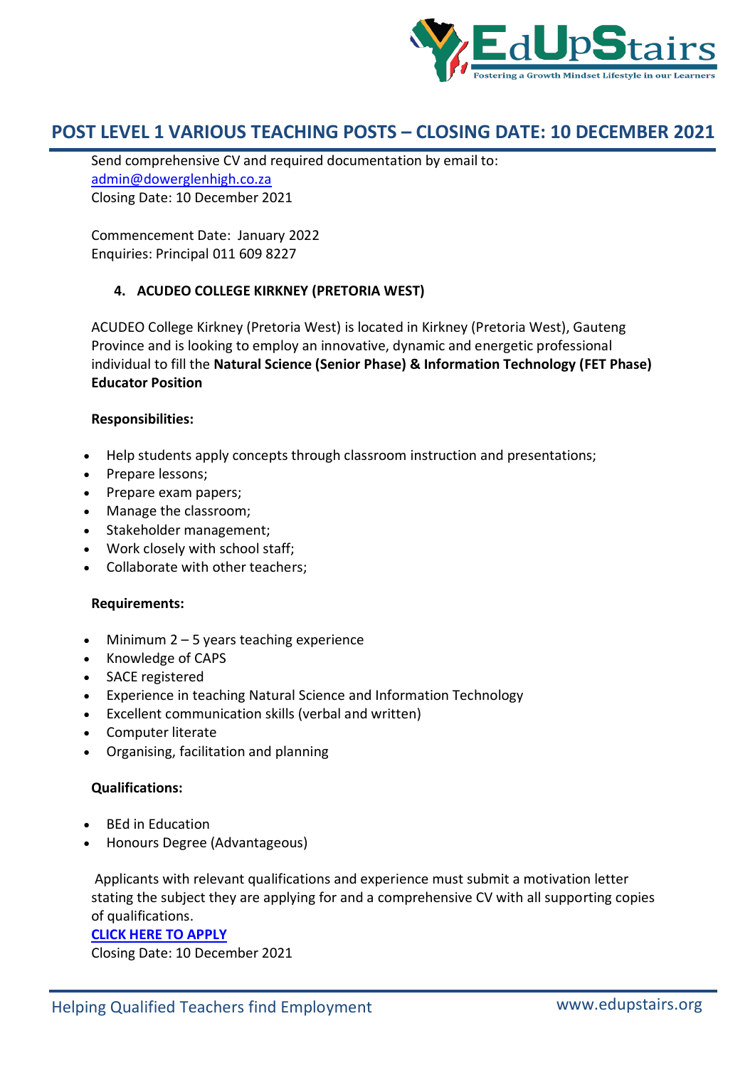# POST LEVEL 1 VARIOUS TEACHING POSTS – CLOSING DATE: 10 DECEMBER 2021

Send comprehensive CV and required documentation by email to:
admin@dowerglenhigh.co.za
Closing Date: 10 December 2021

Commencement Date: January 2022
Enquiries: Principal 011 609 8227

### 4. ACUDEO COLLEGE KIRKNEY (PRETORIA WEST)

ACUDEO College Kirkney (Pretoria West) is located in Kirkney (Pretoria West), Gauteng Province and is looking to employ an innovative, dynamic and energetic professional individual to fill the **Natural Science (Senior Phase) & Information Technology (FET Phase) Educator Position**

**Responsibilities:**

- Help students apply concepts through classroom instruction and presentations;
- Prepare lessons;
- Prepare exam papers;
- Manage the classroom;
- Stakeholder management;
- Work closely with school staff;
- Collaborate with other teachers;

**Requirements:**

- Minimum 2 – 5 years teaching experience
- Knowledge of CAPS
- SACE registered
- Experience in teaching Natural Science and Information Technology
- Excellent communication skills (verbal and written)
- Computer literate
- Organising, facilitation and planning

**Qualifications:**

- BEd in Education
- Honours Degree (Advantageous)

Applicants with relevant qualifications and experience must submit a motivation letter stating the subject they are applying for and a comprehensive CV with all supporting copies of qualifications.

**CLICK HERE TO APPLY**

Closing Date: 10 December 2021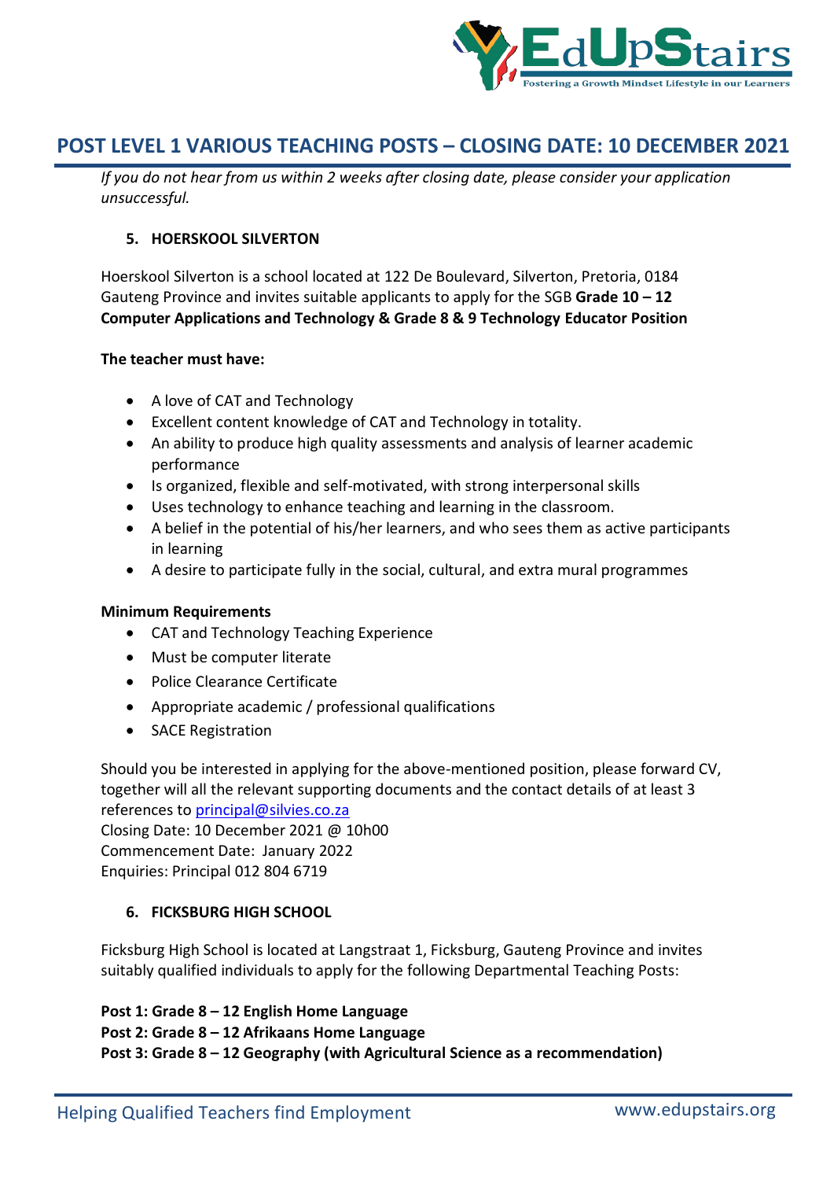## POST LEVEL 1 VARIOUS TEACHING POSTS – CLOSING DATE: 10 DECEMBER 2021

*If you do not hear from us within 2 weeks after closing date, please consider your application unsuccessful.*

### 5. HOERSKOOL SILVERTON

Hoerskool Silverton is a school located at 122 De Boulevard, Silverton, Pretoria, 0184 Gauteng Province and invites suitable applicants to apply for the SGB **Grade 10 – 12 Computer Applications and Technology & Grade 8 & 9 Technology Educator Position**

**The teacher must have:**

- A love of CAT and Technology
- Excellent content knowledge of CAT and Technology in totality.
- An ability to produce high quality assessments and analysis of learner academic performance
- Is organized, flexible and self-motivated, with strong interpersonal skills
- Uses technology to enhance teaching and learning in the classroom.
- A belief in the potential of his/her learners, and who sees them as active participants in learning
- A desire to participate fully in the social, cultural, and extra mural programmes

**Minimum Requirements**

- CAT and Technology Teaching Experience
- Must be computer literate
- Police Clearance Certificate
- Appropriate academic / professional qualifications
- SACE Registration

Should you be interested in applying for the above-mentioned position, please forward CV, together will all the relevant supporting documents and the contact details of at least 3 references to principal@silvies.co.za
Closing Date: 10 December 2021 @ 10h00
Commencement Date: January 2022
Enquiries: Principal 012 804 6719

### 6. FICKSBURG HIGH SCHOOL

Ficksburg High School is located at Langstraat 1, Ficksburg, Gauteng Province and invites suitably qualified individuals to apply for the following Departmental Teaching Posts:

**Post 1: Grade 8 – 12 English Home Language**
**Post 2: Grade 8 – 12 Afrikaans Home Language**
**Post 3: Grade 8 – 12 Geography (with Agricultural Science as a recommendation)**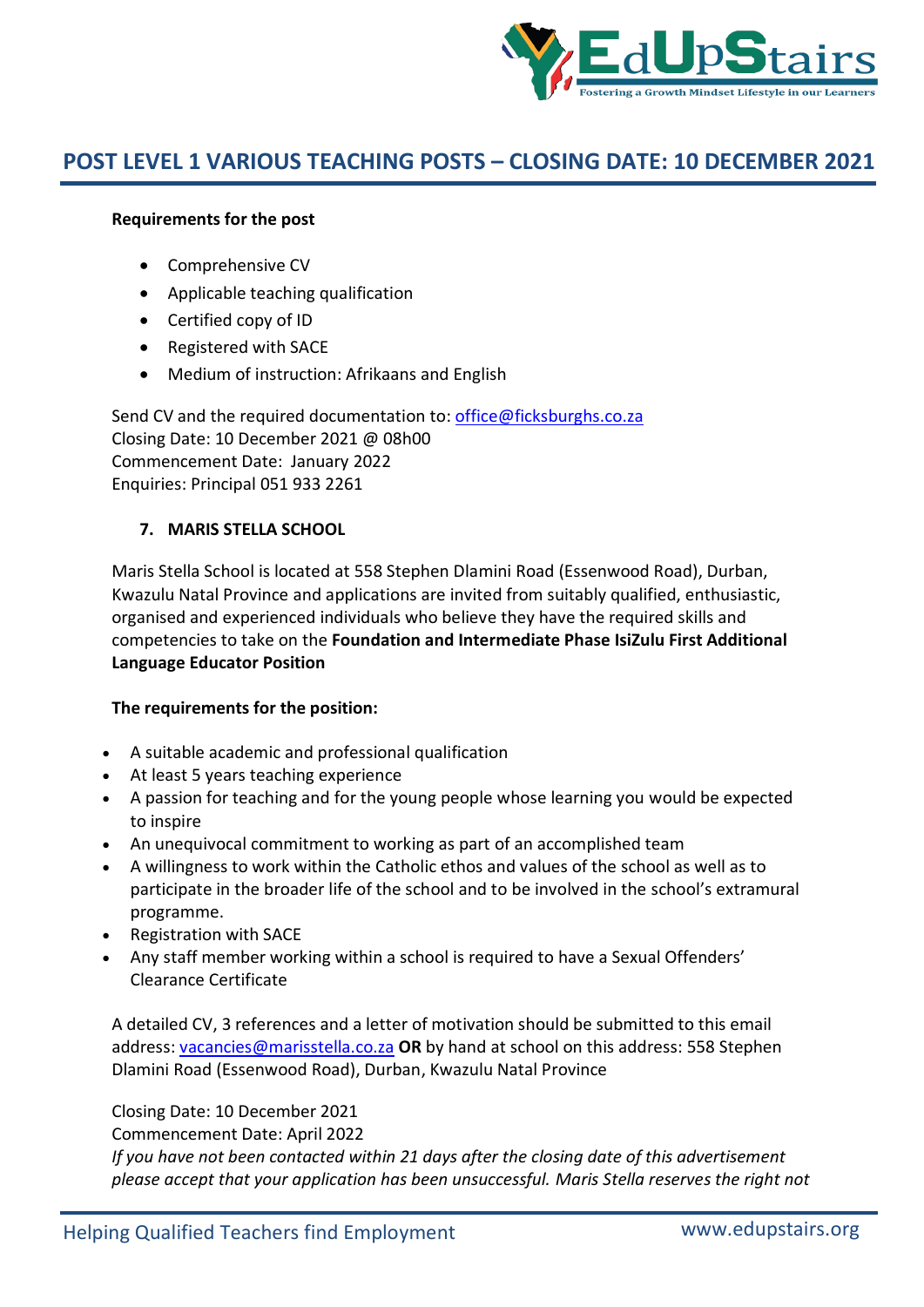## POST LEVEL 1 VARIOUS TEACHING POSTS – CLOSING DATE: 10 DECEMBER 2021

**Requirements for the post**

- Comprehensive CV
- Applicable teaching qualification
- Certified copy of ID
- Registered with SACE
- Medium of instruction: Afrikaans and English

Send CV and the required documentation to: office@ficksburghs.co.za
Closing Date: 10 December 2021 @ 08h00
Commencement Date: January 2022
Enquiries: Principal 051 933 2261

### 7. MARIS STELLA SCHOOL

Maris Stella School is located at 558 Stephen Dlamini Road (Essenwood Road), Durban, Kwazulu Natal Province and applications are invited from suitably qualified, enthusiastic, organised and experienced individuals who believe they have the required skills and competencies to take on the **Foundation and Intermediate Phase IsiZulu First Additional Language Educator Position**

**The requirements for the position:**

- A suitable academic and professional qualification
- At least 5 years teaching experience
- A passion for teaching and for the young people whose learning you would be expected to inspire
- An unequivocal commitment to working as part of an accomplished team
- A willingness to work within the Catholic ethos and values of the school as well as to participate in the broader life of the school and to be involved in the school's extramural programme.
- Registration with SACE
- Any staff member working within a school is required to have a Sexual Offenders' Clearance Certificate

A detailed CV, 3 references and a letter of motivation should be submitted to this email address: vacancies@marisstella.co.za **OR** by hand at school on this address: 558 Stephen Dlamini Road (Essenwood Road), Durban, Kwazulu Natal Province

Closing Date: 10 December 2021
Commencement Date: April 2022
*If you have not been contacted within 21 days after the closing date of this advertisement please accept that your application has been unsuccessful. Maris Stella reserves the right not*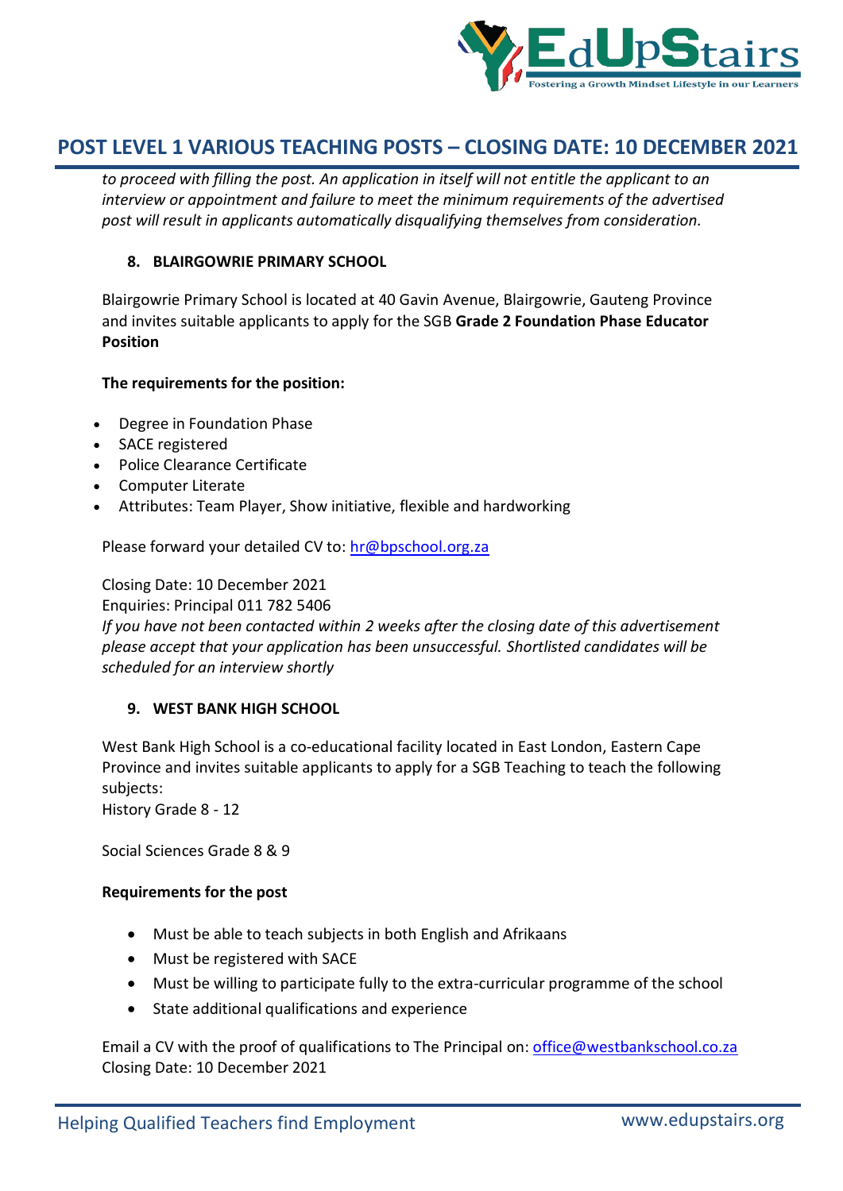*to proceed with filling the post. An application in itself will not entitle the applicant to an interview or appointment and failure to meet the minimum requirements of the advertised post will result in applicants automatically disqualifying themselves from consideration.*

### 8. BLAIRGOWRIE PRIMARY SCHOOL

Blairgowrie Primary School is located at 40 Gavin Avenue, Blairgowrie, Gauteng Province and invites suitable applicants to apply for the SGB **Grade 2 Foundation Phase Educator Position**

**The requirements for the position:**

- Degree in Foundation Phase
- SACE registered
- Police Clearance Certificate
- Computer Literate
- Attributes: Team Player, Show initiative, flexible and hardworking

Please forward your detailed CV to: hr@bpschool.org.za

Closing Date: 10 December 2021
Enquiries: Principal 011 782 5406
*If you have not been contacted within 2 weeks after the closing date of this advertisement please accept that your application has been unsuccessful. Shortlisted candidates will be scheduled for an interview shortly*

### 9. WEST BANK HIGH SCHOOL

West Bank High School is a co-educational facility located in East London, Eastern Cape Province and invites suitable applicants to apply for a SGB Teaching to teach the following subjects:
History Grade 8 - 12

Social Sciences Grade 8 & 9

**Requirements for the post**

- Must be able to teach subjects in both English and Afrikaans
- Must be registered with SACE
- Must be willing to participate fully to the extra-curricular programme of the school
- State additional qualifications and experience

Email a CV with the proof of qualifications to The Principal on: office@westbankschool.co.za
Closing Date: 10 December 2021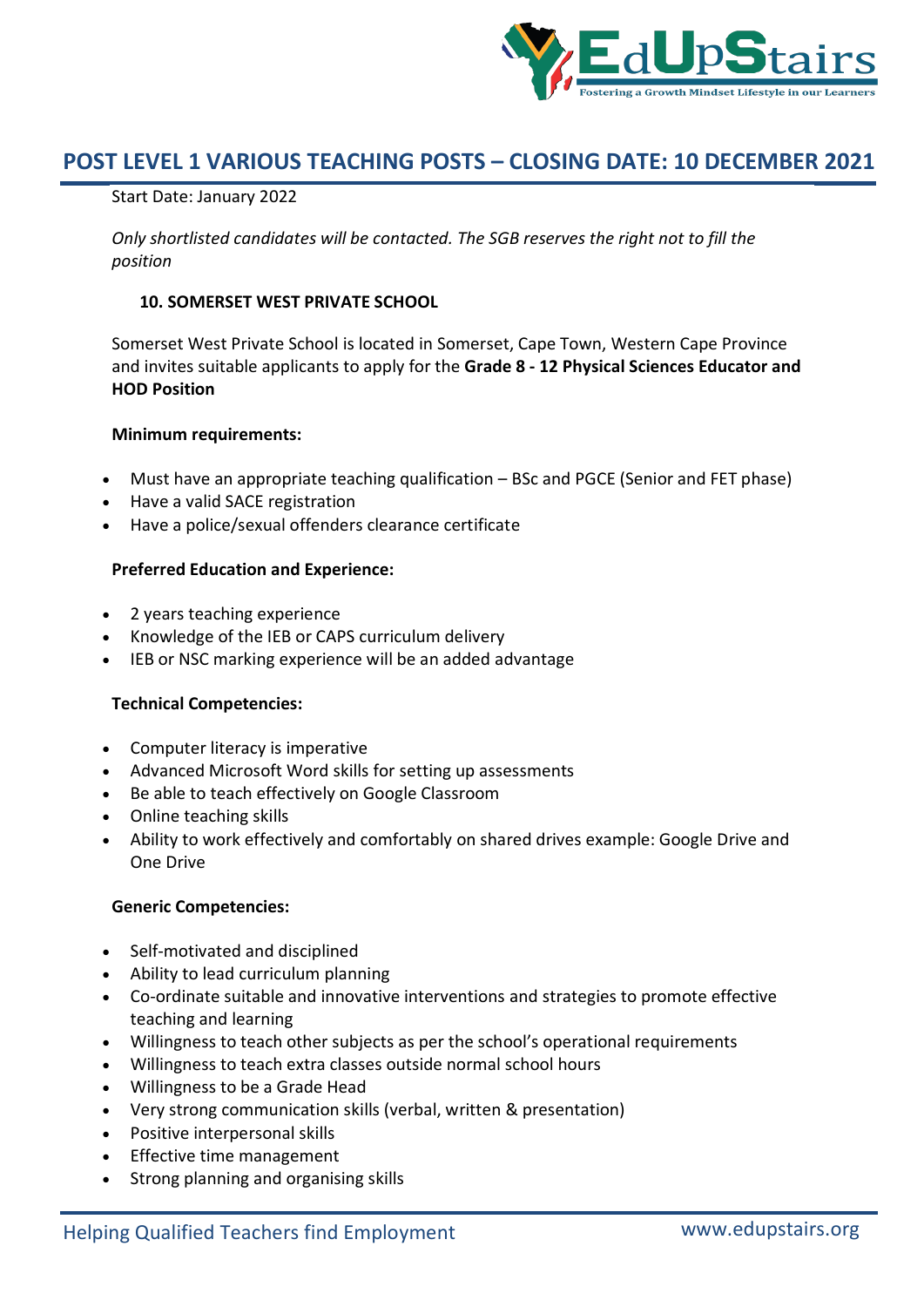# POST LEVEL 1 VARIOUS TEACHING POSTS – CLOSING DATE: 10 DECEMBER 2021

Start Date: January 2022

*Only shortlisted candidates will be contacted. The SGB reserves the right not to fill the position*

### 10. SOMERSET WEST PRIVATE SCHOOL

Somerset West Private School is located in Somerset, Cape Town, Western Cape Province and invites suitable applicants to apply for the **Grade 8 - 12 Physical Sciences Educator and HOD Position**

**Minimum requirements:**

- Must have an appropriate teaching qualification – BSc and PGCE (Senior and FET phase)
- Have a valid SACE registration
- Have a police/sexual offenders clearance certificate

**Preferred Education and Experience:**

- 2 years teaching experience
- Knowledge of the IEB or CAPS curriculum delivery
- IEB or NSC marking experience will be an added advantage

**Technical Competencies:**

- Computer literacy is imperative
- Advanced Microsoft Word skills for setting up assessments
- Be able to teach effectively on Google Classroom
- Online teaching skills
- Ability to work effectively and comfortably on shared drives example: Google Drive and One Drive

**Generic Competencies:**

- Self-motivated and disciplined
- Ability to lead curriculum planning
- Co-ordinate suitable and innovative interventions and strategies to promote effective teaching and learning
- Willingness to teach other subjects as per the school's operational requirements
- Willingness to teach extra classes outside normal school hours
- Willingness to be a Grade Head
- Very strong communication skills (verbal, written & presentation)
- Positive interpersonal skills
- Effective time management
- Strong planning and organising skills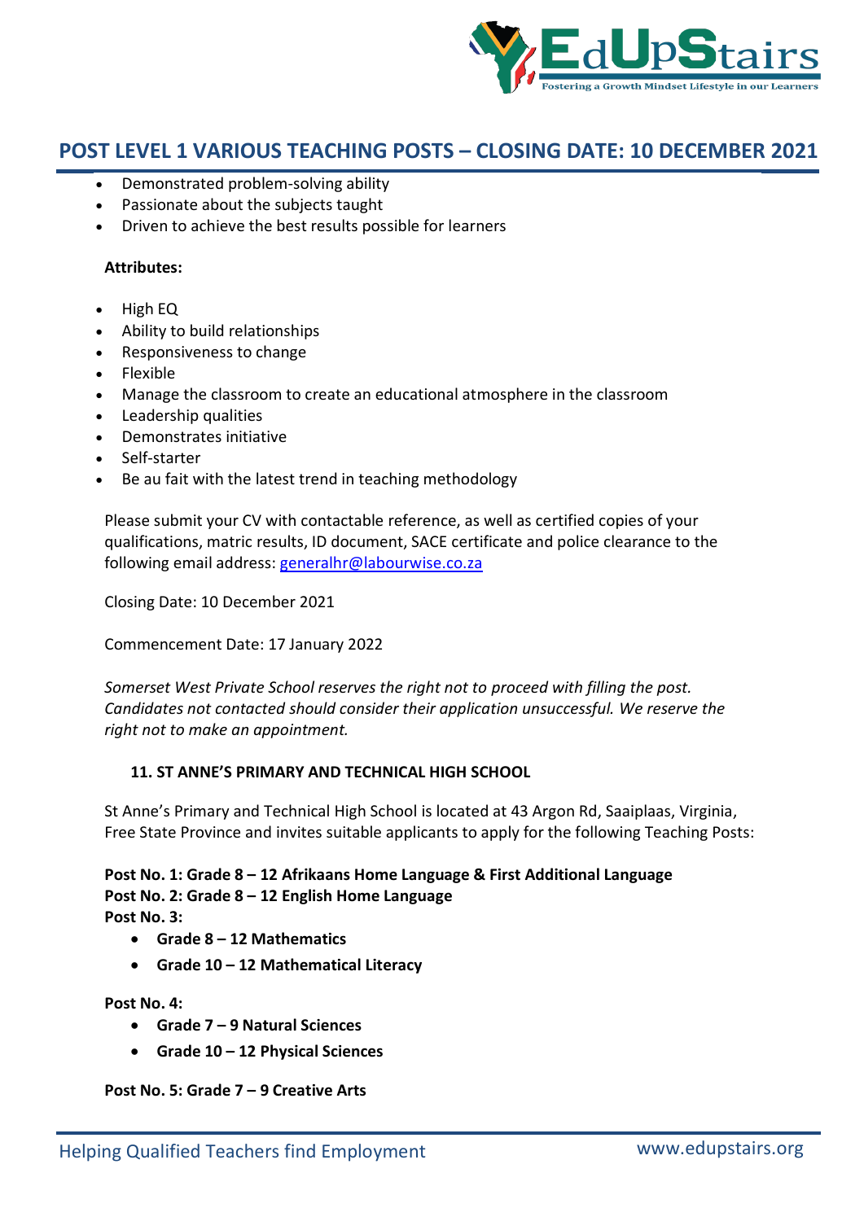- Demonstrated problem-solving ability
- Passionate about the subjects taught
- Driven to achieve the best results possible for learners

**Attributes:**

- High EQ
- Ability to build relationships
- Responsiveness to change
- Flexible
- Manage the classroom to create an educational atmosphere in the classroom
- Leadership qualities
- Demonstrates initiative
- Self-starter
- Be au fait with the latest trend in teaching methodology

Please submit your CV with contactable reference, as well as certified copies of your qualifications, matric results, ID document, SACE certificate and police clearance to the following email address: generalhr@labourwise.co.za

Closing Date: 10 December 2021

Commencement Date: 17 January 2022

*Somerset West Private School reserves the right not to proceed with filling the post. Candidates not contacted should consider their application unsuccessful. We reserve the right not to make an appointment.*

### 11. ST ANNE'S PRIMARY AND TECHNICAL HIGH SCHOOL

St Anne's Primary and Technical High School is located at 43 Argon Rd, Saaiplaas, Virginia, Free State Province and invites suitable applicants to apply for the following Teaching Posts:

**Post No. 1: Grade 8 – 12 Afrikaans Home Language & First Additional Language**
**Post No. 2: Grade 8 – 12 English Home Language**
**Post No. 3:**

- **Grade 8 – 12 Mathematics**
- **Grade 10 – 12 Mathematical Literacy**

**Post No. 4:**

- **Grade 7 – 9 Natural Sciences**
- **Grade 10 – 12 Physical Sciences**

**Post No. 5: Grade 7 – 9 Creative Arts**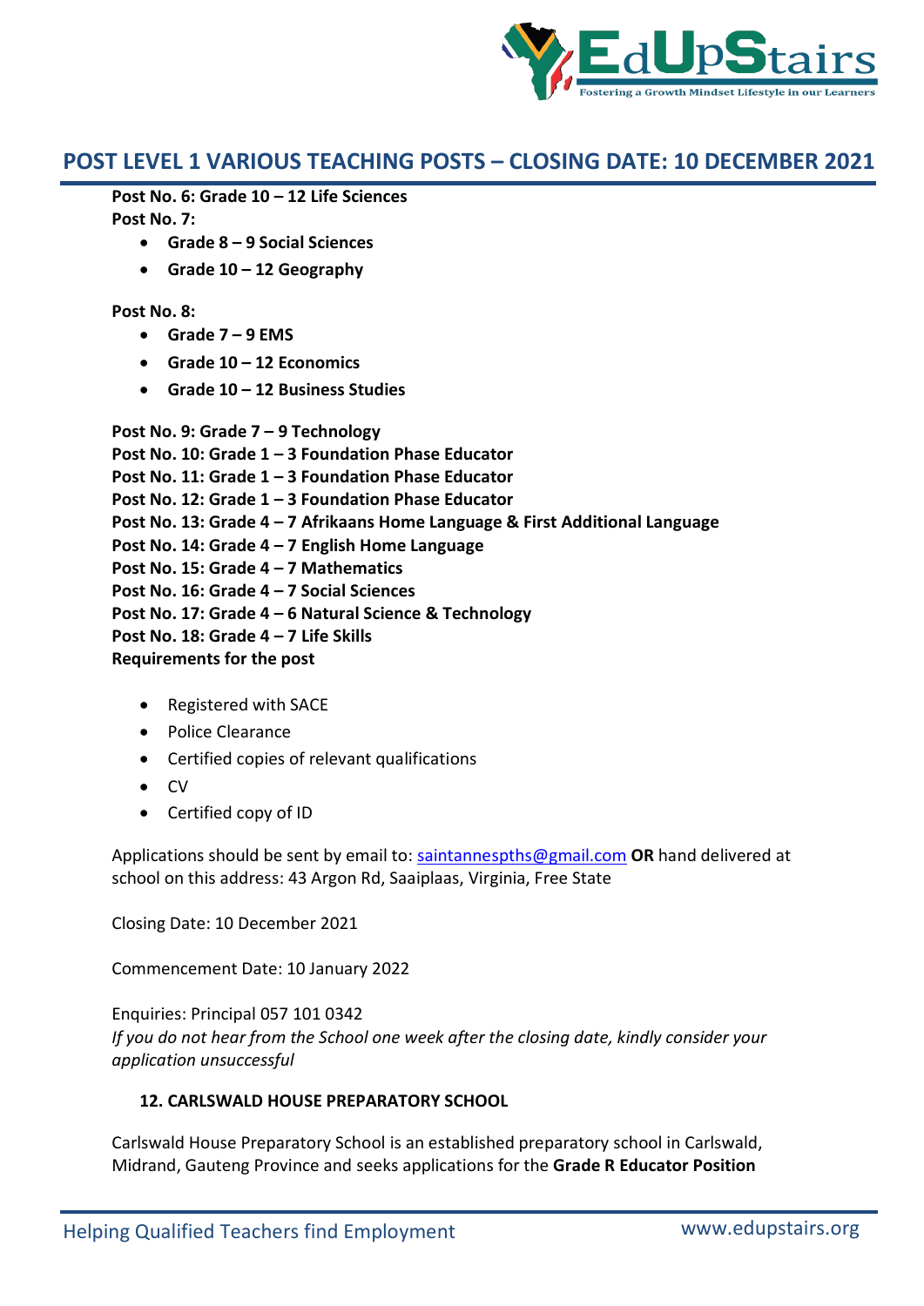## POST LEVEL 1 VARIOUS TEACHING POSTS – CLOSING DATE: 10 DECEMBER 2021

**Post No. 6: Grade 10 – 12 Life Sciences**
**Post No. 7:**

- **Grade 8 – 9 Social Sciences**
- **Grade 10 – 12 Geography**

**Post No. 8:**

- **Grade 7 – 9 EMS**
- **Grade 10 – 12 Economics**
- **Grade 10 – 12 Business Studies**

**Post No. 9: Grade 7 – 9 Technology**
**Post No. 10: Grade 1 – 3 Foundation Phase Educator**
**Post No. 11: Grade 1 – 3 Foundation Phase Educator**
**Post No. 12: Grade 1 – 3 Foundation Phase Educator**
**Post No. 13: Grade 4 – 7 Afrikaans Home Language & First Additional Language**
**Post No. 14: Grade 4 – 7 English Home Language**
**Post No. 15: Grade 4 – 7 Mathematics**
**Post No. 16: Grade 4 – 7 Social Sciences**
**Post No. 17: Grade 4 – 6 Natural Science & Technology**
**Post No. 18: Grade 4 – 7 Life Skills**
**Requirements for the post**

- Registered with SACE
- Police Clearance
- Certified copies of relevant qualifications
- CV
- Certified copy of ID

Applications should be sent by email to: saintannespths@gmail.com **OR** hand delivered at school on this address: 43 Argon Rd, Saaiplaas, Virginia, Free State

Closing Date: 10 December 2021

Commencement Date: 10 January 2022

Enquiries: Principal 057 101 0342
*If you do not hear from the School one week after the closing date, kindly consider your application unsuccessful*

### 12. CARLSWALD HOUSE PREPARATORY SCHOOL

Carlswald House Preparatory School is an established preparatory school in Carlswald, Midrand, Gauteng Province and seeks applications for the **Grade R Educator Position**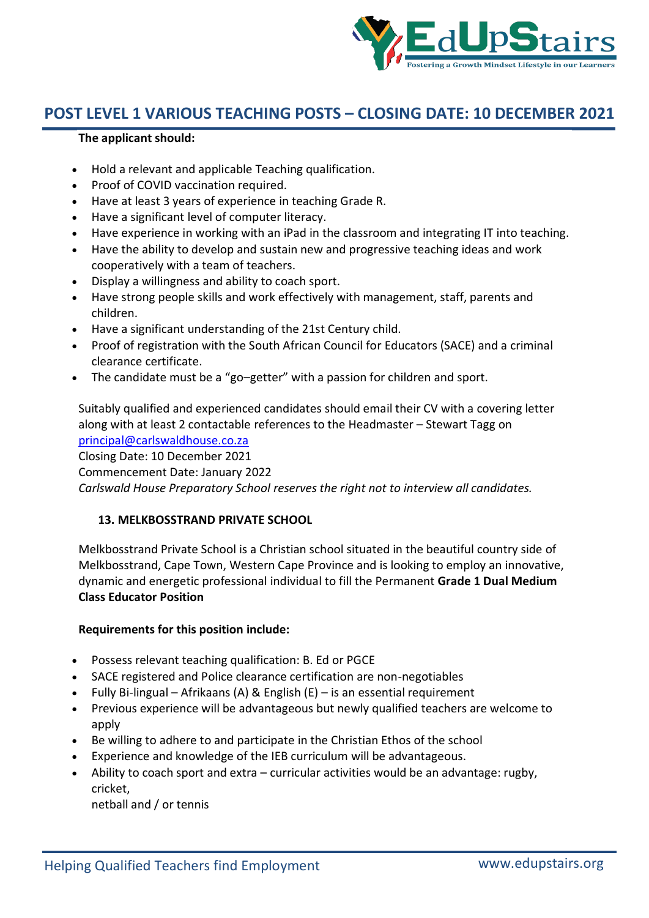## POST LEVEL 1 VARIOUS TEACHING POSTS – CLOSING DATE: 10 DECEMBER 2021

**The applicant should:**

- Hold a relevant and applicable Teaching qualification.
- Proof of COVID vaccination required.
- Have at least 3 years of experience in teaching Grade R.
- Have a significant level of computer literacy.
- Have experience in working with an iPad in the classroom and integrating IT into teaching.
- Have the ability to develop and sustain new and progressive teaching ideas and work cooperatively with a team of teachers.
- Display a willingness and ability to coach sport.
- Have strong people skills and work effectively with management, staff, parents and children.
- Have a significant understanding of the 21st Century child.
- Proof of registration with the South African Council for Educators (SACE) and a criminal clearance certificate.
- The candidate must be a "go–getter" with a passion for children and sport.

Suitably qualified and experienced candidates should email their CV with a covering letter along with at least 2 contactable references to the Headmaster – Stewart Tagg on principal@carlswaldhouse.co.za

Closing Date: 10 December 2021

Commencement Date: January 2022

*Carlswald House Preparatory School reserves the right not to interview all candidates.*

### 13. MELKBOSSTRAND PRIVATE SCHOOL

Melkbosstrand Private School is a Christian school situated in the beautiful country side of Melkbosstrand, Cape Town, Western Cape Province and is looking to employ an innovative, dynamic and energetic professional individual to fill the Permanent **Grade 1 Dual Medium Class Educator Position**

**Requirements for this position include:**

- Possess relevant teaching qualification: B. Ed or PGCE
- SACE registered and Police clearance certification are non-negotiables
- Fully Bi-lingual – Afrikaans (A) & English (E) – is an essential requirement
- Previous experience will be advantageous but newly qualified teachers are welcome to apply
- Be willing to adhere to and participate in the Christian Ethos of the school
- Experience and knowledge of the IEB curriculum will be advantageous.
- Ability to coach sport and extra – curricular activities would be an advantage: rugby, cricket,
  netball and / or tennis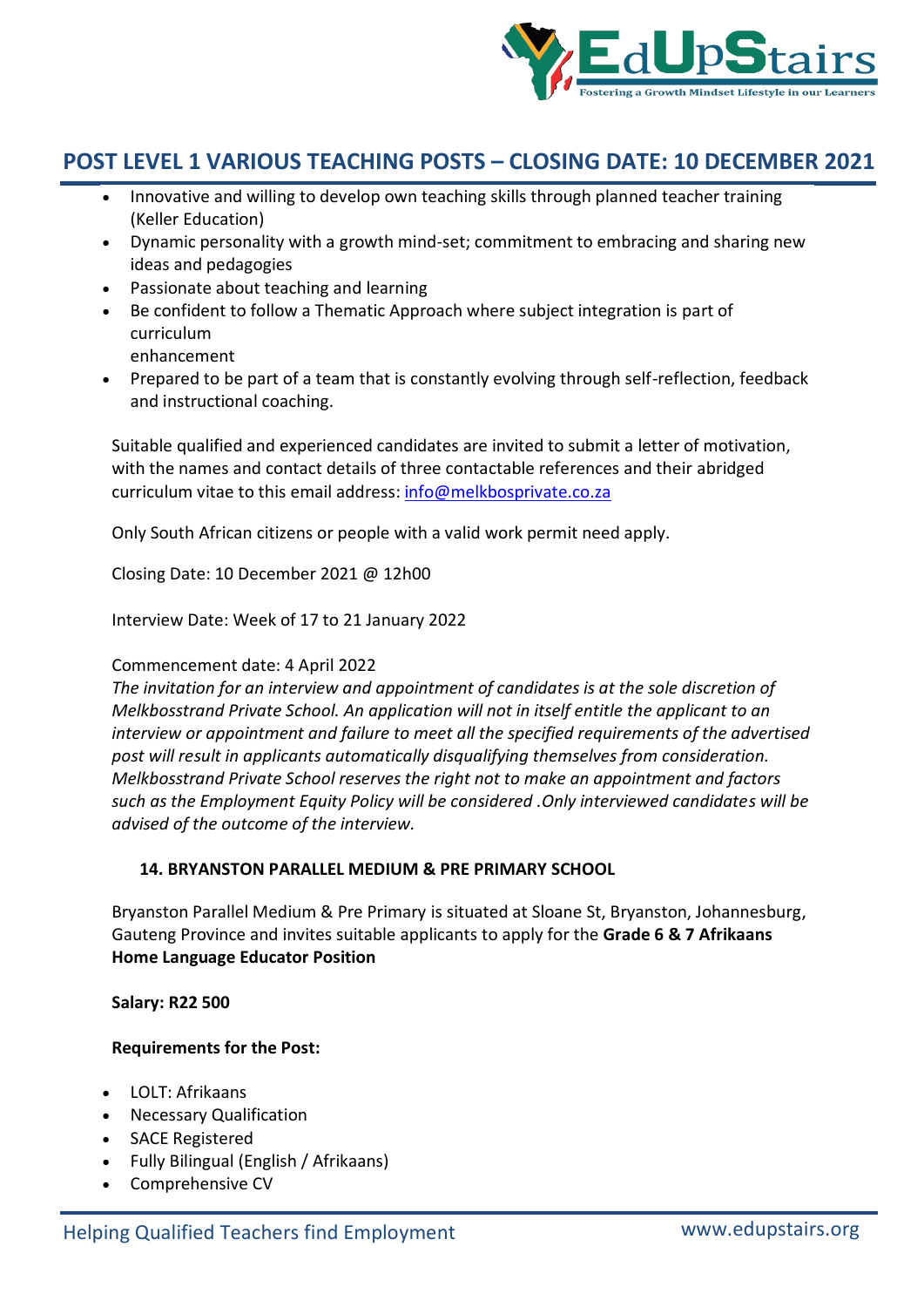## POST LEVEL 1 VARIOUS TEACHING POSTS – CLOSING DATE: 10 DECEMBER 2021

- Innovative and willing to develop own teaching skills through planned teacher training (Keller Education)
- Dynamic personality with a growth mind-set; commitment to embracing and sharing new ideas and pedagogies
- Passionate about teaching and learning
- Be confident to follow a Thematic Approach where subject integration is part of curriculum enhancement
- Prepared to be part of a team that is constantly evolving through self-reflection, feedback and instructional coaching.

Suitable qualified and experienced candidates are invited to submit a letter of motivation, with the names and contact details of three contactable references and their abridged curriculum vitae to this email address: info@melkbosprivate.co.za

Only South African citizens or people with a valid work permit need apply.

Closing Date: 10 December 2021 @ 12h00

Interview Date: Week of 17 to 21 January 2022

Commencement date: 4 April 2022

*The invitation for an interview and appointment of candidates is at the sole discretion of Melkbosstrand Private School. An application will not in itself entitle the applicant to an interview or appointment and failure to meet all the specified requirements of the advertised post will result in applicants automatically disqualifying themselves from consideration. Melkbosstrand Private School reserves the right not to make an appointment and factors such as the Employment Equity Policy will be considered .Only interviewed candidates will be advised of the outcome of the interview.*

### 14. BRYANSTON PARALLEL MEDIUM & PRE PRIMARY SCHOOL

Bryanston Parallel Medium & Pre Primary is situated at Sloane St, Bryanston, Johannesburg, Gauteng Province and invites suitable applicants to apply for the **Grade 6 & 7 Afrikaans Home Language Educator Position**

**Salary: R22 500**

**Requirements for the Post:**

- LOLT: Afrikaans
- Necessary Qualification
- SACE Registered
- Fully Bilingual (English / Afrikaans)
- Comprehensive CV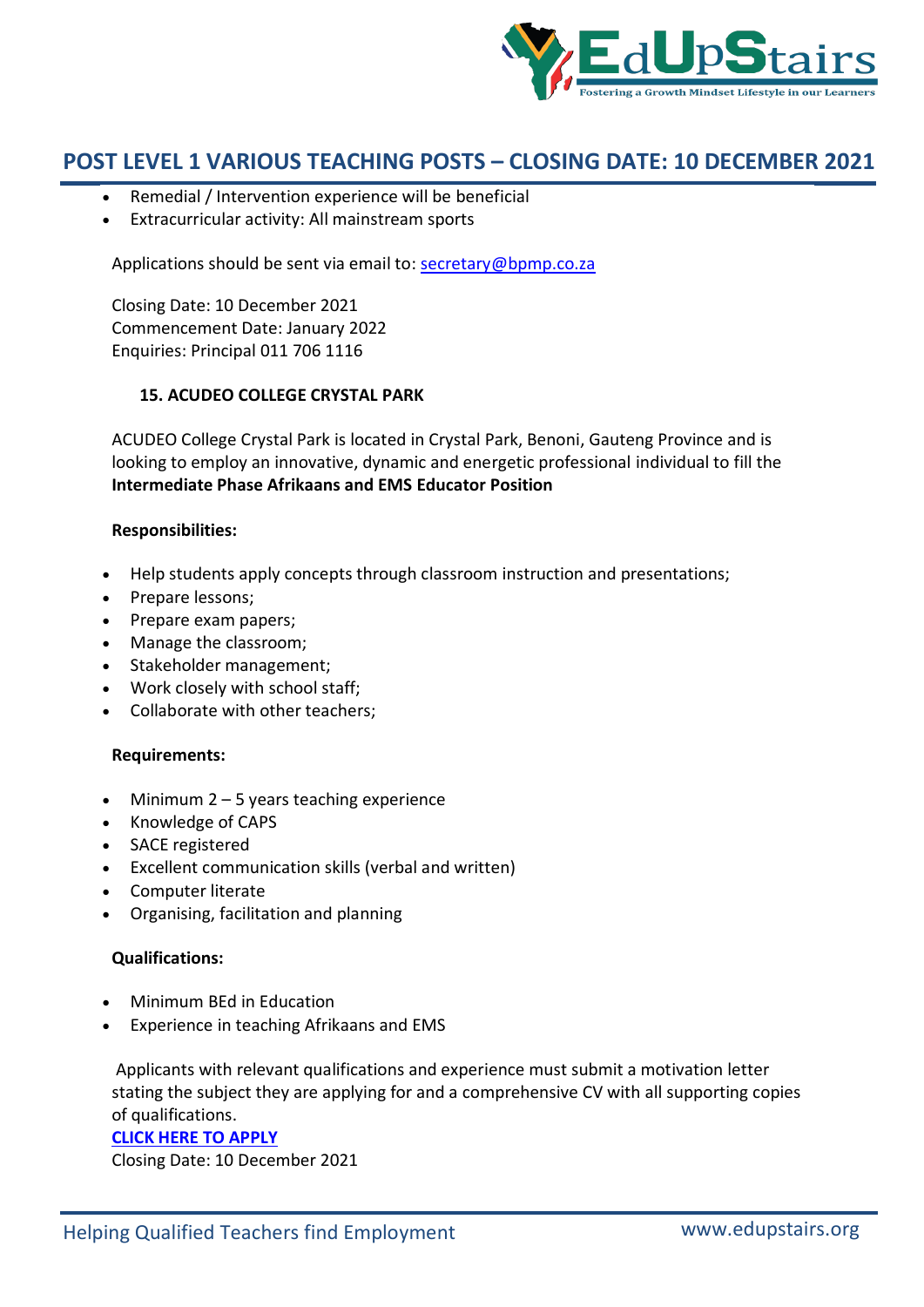- Remedial / Intervention experience will be beneficial
- Extracurricular activity: All mainstream sports

Applications should be sent via email to: secretary@bpmp.co.za

Closing Date: 10 December 2021
Commencement Date: January 2022
Enquiries: Principal 011 706 1116

### 15. ACUDEO COLLEGE CRYSTAL PARK

ACUDEO College Crystal Park is located in Crystal Park, Benoni, Gauteng Province and is looking to employ an innovative, dynamic and energetic professional individual to fill the **Intermediate Phase Afrikaans and EMS Educator Position**

**Responsibilities:**

- Help students apply concepts through classroom instruction and presentations;
- Prepare lessons;
- Prepare exam papers;
- Manage the classroom;
- Stakeholder management;
- Work closely with school staff;
- Collaborate with other teachers;

**Requirements:**

- Minimum 2 – 5 years teaching experience
- Knowledge of CAPS
- SACE registered
- Excellent communication skills (verbal and written)
- Computer literate
- Organising, facilitation and planning

**Qualifications:**

- Minimum BEd in Education
- Experience in teaching Afrikaans and EMS

Applicants with relevant qualifications and experience must submit a motivation letter stating the subject they are applying for and a comprehensive CV with all supporting copies of qualifications.

**CLICK HERE TO APPLY**

Closing Date: 10 December 2021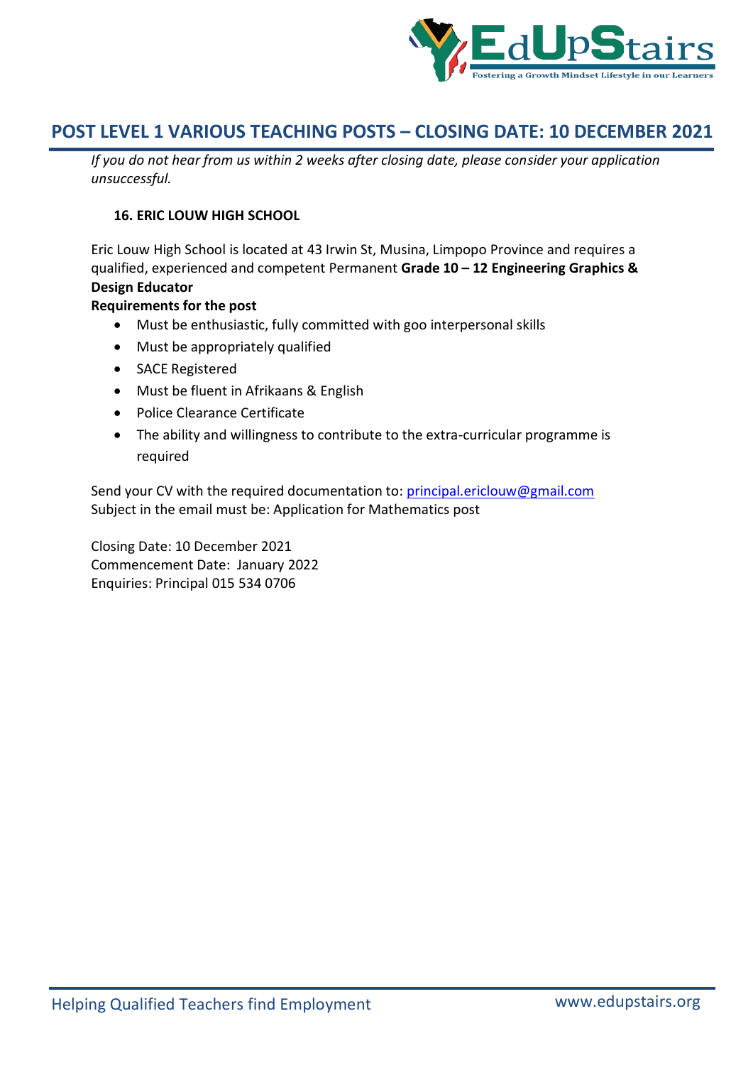## POST LEVEL 1 VARIOUS TEACHING POSTS – CLOSING DATE: 10 DECEMBER 2021

*If you do not hear from us within 2 weeks after closing date, please consider your application unsuccessful.*

**16. ERIC LOUW HIGH SCHOOL**

Eric Louw High School is located at 43 Irwin St, Musina, Limpopo Province and requires a qualified, experienced and competent Permanent **Grade 10 – 12 Engineering Graphics & Design Educator**

**Requirements for the post**

- Must be enthusiastic, fully committed with goo interpersonal skills
- Must be appropriately qualified
- SACE Registered
- Must be fluent in Afrikaans & English
- Police Clearance Certificate
- The ability and willingness to contribute to the extra-curricular programme is required

Send your CV with the required documentation to: principal.ericlouw@gmail.com
Subject in the email must be: Application for Mathematics post

Closing Date: 10 December 2021
Commencement Date: January 2022
Enquiries: Principal 015 534 0706